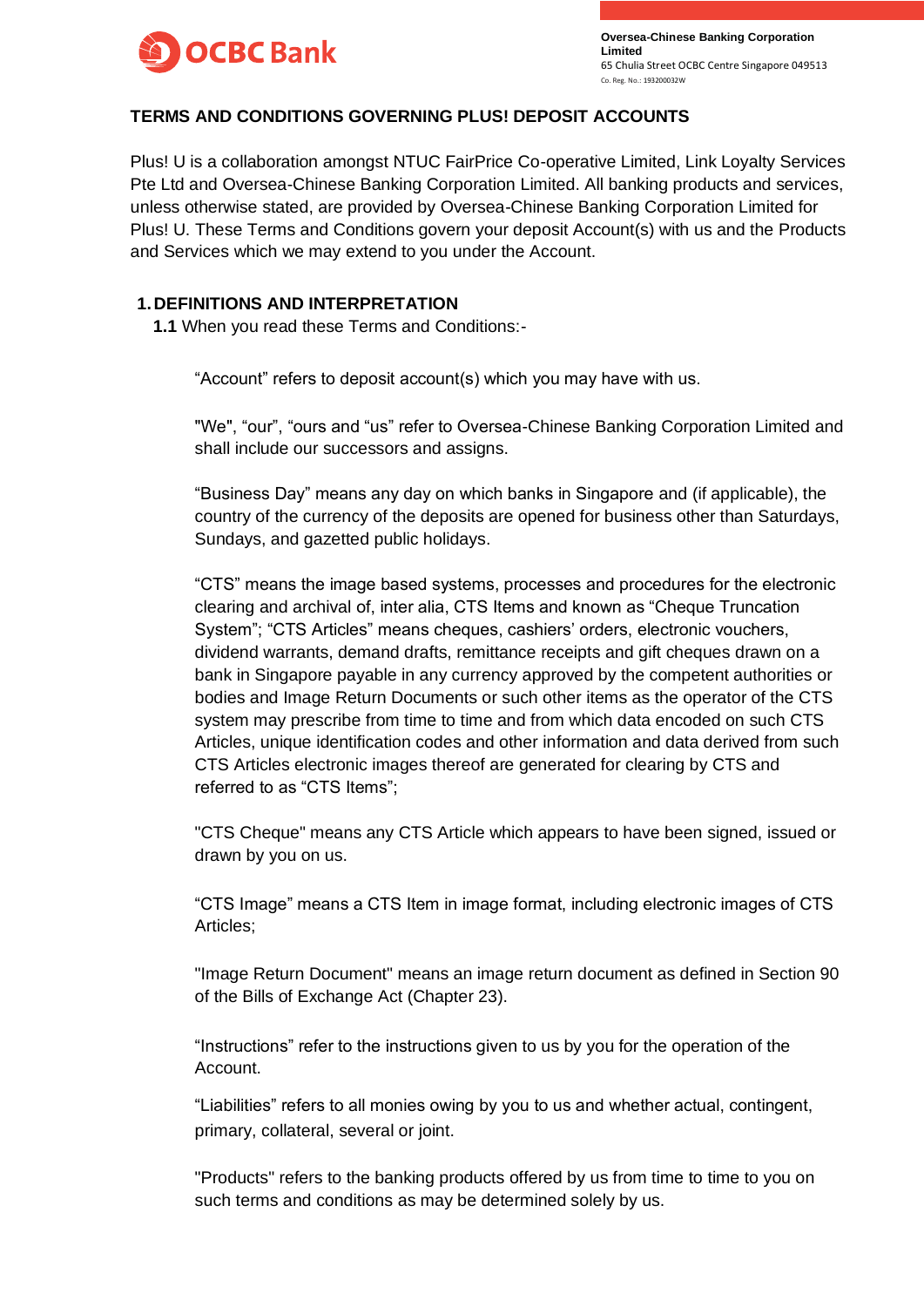Oversea-Chinese Banking Corporation Limited
65 Chulia Street OCBC Centre Singapore 049513
Co. Reg. No.: 193200032W

# TERMS AND CONDITIONS GOVERNING PLUS! DEPOSIT ACCOUNTS

Plus! U is a collaboration amongst NTUC FairPrice Co-operative Limited, Link Loyalty Services Pte Ltd and Oversea-Chinese Banking Corporation Limited. All banking products and services, unless otherwise stated, are provided by Oversea-Chinese Banking Corporation Limited for Plus! U. These Terms and Conditions govern your deposit Account(s) with us and the Products and Services which we may extend to you under the Account.

## 1. DEFINITIONS AND INTERPRETATION

**1.1** When you read these Terms and Conditions:-

"Account" refers to deposit account(s) which you may have with us.

"We", "our", "ours and "us" refer to Oversea-Chinese Banking Corporation Limited and shall include our successors and assigns.

"Business Day" means any day on which banks in Singapore and (if applicable), the country of the currency of the deposits are opened for business other than Saturdays, Sundays, and gazetted public holidays.

"CTS" means the image based systems, processes and procedures for the electronic clearing and archival of, inter alia, CTS Items and known as "Cheque Truncation System"; "CTS Articles" means cheques, cashiers' orders, electronic vouchers, dividend warrants, demand drafts, remittance receipts and gift cheques drawn on a bank in Singapore payable in any currency approved by the competent authorities or bodies and Image Return Documents or such other items as the operator of the CTS system may prescribe from time to time and from which data encoded on such CTS Articles, unique identification codes and other information and data derived from such CTS Articles electronic images thereof are generated for clearing by CTS and referred to as "CTS Items";

"CTS Cheque" means any CTS Article which appears to have been signed, issued or drawn by you on us.

"CTS Image" means a CTS Item in image format, including electronic images of CTS Articles;

"Image Return Document" means an image return document as defined in Section 90 of the Bills of Exchange Act (Chapter 23).

"Instructions" refer to the instructions given to us by you for the operation of the Account.

"Liabilities" refers to all monies owing by you to us and whether actual, contingent, primary, collateral, several or joint.

"Products" refers to the banking products offered by us from time to time to you on such terms and conditions as may be determined solely by us.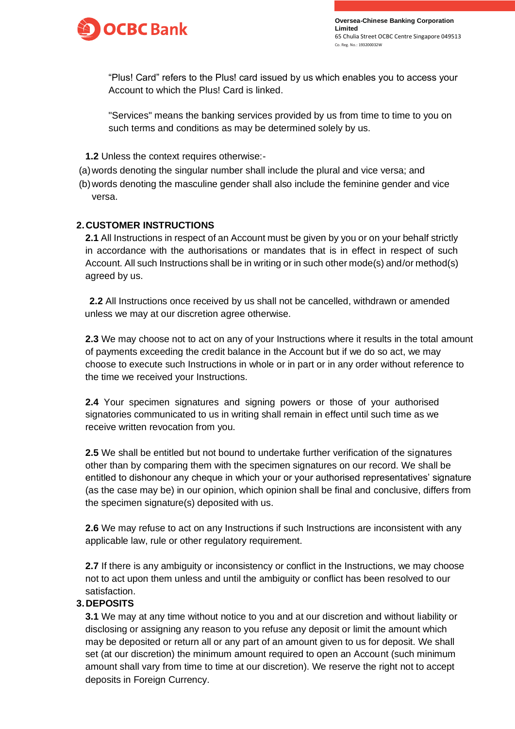"Plus! Card" refers to the Plus! card issued by us which enables you to access your Account to which the Plus! Card is linked.

"Services" means the banking services provided by us from time to time to you on such terms and conditions as may be determined solely by us.

**1.2** Unless the context requires otherwise:-

(a) words denoting the singular number shall include the plural and vice versa; and

(b) words denoting the masculine gender shall also include the feminine gender and vice versa.

## 2. CUSTOMER INSTRUCTIONS

**2.1** All Instructions in respect of an Account must be given by you or on your behalf strictly in accordance with the authorisations or mandates that is in effect in respect of such Account. All such Instructions shall be in writing or in such other mode(s) and/or method(s) agreed by us.

**2.2** All Instructions once received by us shall not be cancelled, withdrawn or amended unless we may at our discretion agree otherwise.

**2.3** We may choose not to act on any of your Instructions where it results in the total amount of payments exceeding the credit balance in the Account but if we do so act, we may choose to execute such Instructions in whole or in part or in any order without reference to the time we received your Instructions.

**2.4** Your specimen signatures and signing powers or those of your authorised signatories communicated to us in writing shall remain in effect until such time as we receive written revocation from you.

**2.5** We shall be entitled but not bound to undertake further verification of the signatures other than by comparing them with the specimen signatures on our record. We shall be entitled to dishonour any cheque in which your or your authorised representatives' signature (as the case may be) in our opinion, which opinion shall be final and conclusive, differs from the specimen signature(s) deposited with us.

**2.6** We may refuse to act on any Instructions if such Instructions are inconsistent with any applicable law, rule or other regulatory requirement.

**2.7** If there is any ambiguity or inconsistency or conflict in the Instructions, we may choose not to act upon them unless and until the ambiguity or conflict has been resolved to our satisfaction.

## 3. DEPOSITS

**3.1** We may at any time without notice to you and at our discretion and without liability or disclosing or assigning any reason to you refuse any deposit or limit the amount which may be deposited or return all or any part of an amount given to us for deposit. We shall set (at our discretion) the minimum amount required to open an Account (such minimum amount shall vary from time to time at our discretion). We reserve the right not to accept deposits in Foreign Currency.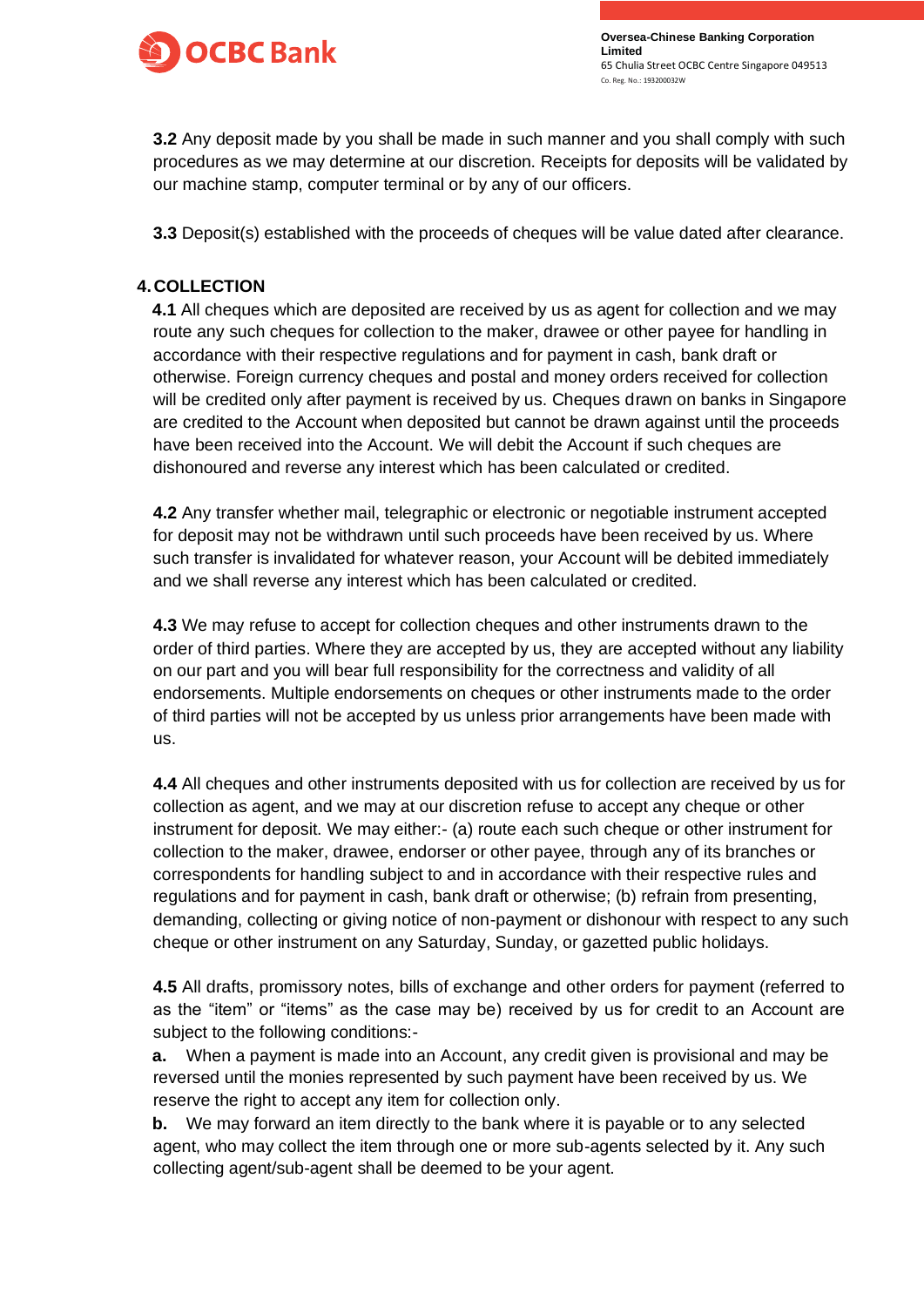**3.2** Any deposit made by you shall be made in such manner and you shall comply with such procedures as we may determine at our discretion. Receipts for deposits will be validated by our machine stamp, computer terminal or by any of our officers.

**3.3** Deposit(s) established with the proceeds of cheques will be value dated after clearance.

## 4. COLLECTION

**4.1** All cheques which are deposited are received by us as agent for collection and we may route any such cheques for collection to the maker, drawee or other payee for handling in accordance with their respective regulations and for payment in cash, bank draft or otherwise. Foreign currency cheques and postal and money orders received for collection will be credited only after payment is received by us. Cheques drawn on banks in Singapore are credited to the Account when deposited but cannot be drawn against until the proceeds have been received into the Account. We will debit the Account if such cheques are dishonoured and reverse any interest which has been calculated or credited.

**4.2** Any transfer whether mail, telegraphic or electronic or negotiable instrument accepted for deposit may not be withdrawn until such proceeds have been received by us. Where such transfer is invalidated for whatever reason, your Account will be debited immediately and we shall reverse any interest which has been calculated or credited.

**4.3** We may refuse to accept for collection cheques and other instruments drawn to the order of third parties. Where they are accepted by us, they are accepted without any liability on our part and you will bear full responsibility for the correctness and validity of all endorsements. Multiple endorsements on cheques or other instruments made to the order of third parties will not be accepted by us unless prior arrangements have been made with us.

**4.4** All cheques and other instruments deposited with us for collection are received by us for collection as agent, and we may at our discretion refuse to accept any cheque or other instrument for deposit. We may either:- (a) route each such cheque or other instrument for collection to the maker, drawee, endorser or other payee, through any of its branches or correspondents for handling subject to and in accordance with their respective rules and regulations and for payment in cash, bank draft or otherwise; (b) refrain from presenting, demanding, collecting or giving notice of non-payment or dishonour with respect to any such cheque or other instrument on any Saturday, Sunday, or gazetted public holidays.

**4.5** All drafts, promissory notes, bills of exchange and other orders for payment (referred to as the "item" or "items" as the case may be) received by us for credit to an Account are subject to the following conditions:-

**a.** When a payment is made into an Account, any credit given is provisional and may be reversed until the monies represented by such payment have been received by us. We reserve the right to accept any item for collection only.

**b.** We may forward an item directly to the bank where it is payable or to any selected agent, who may collect the item through one or more sub-agents selected by it. Any such collecting agent/sub-agent shall be deemed to be your agent.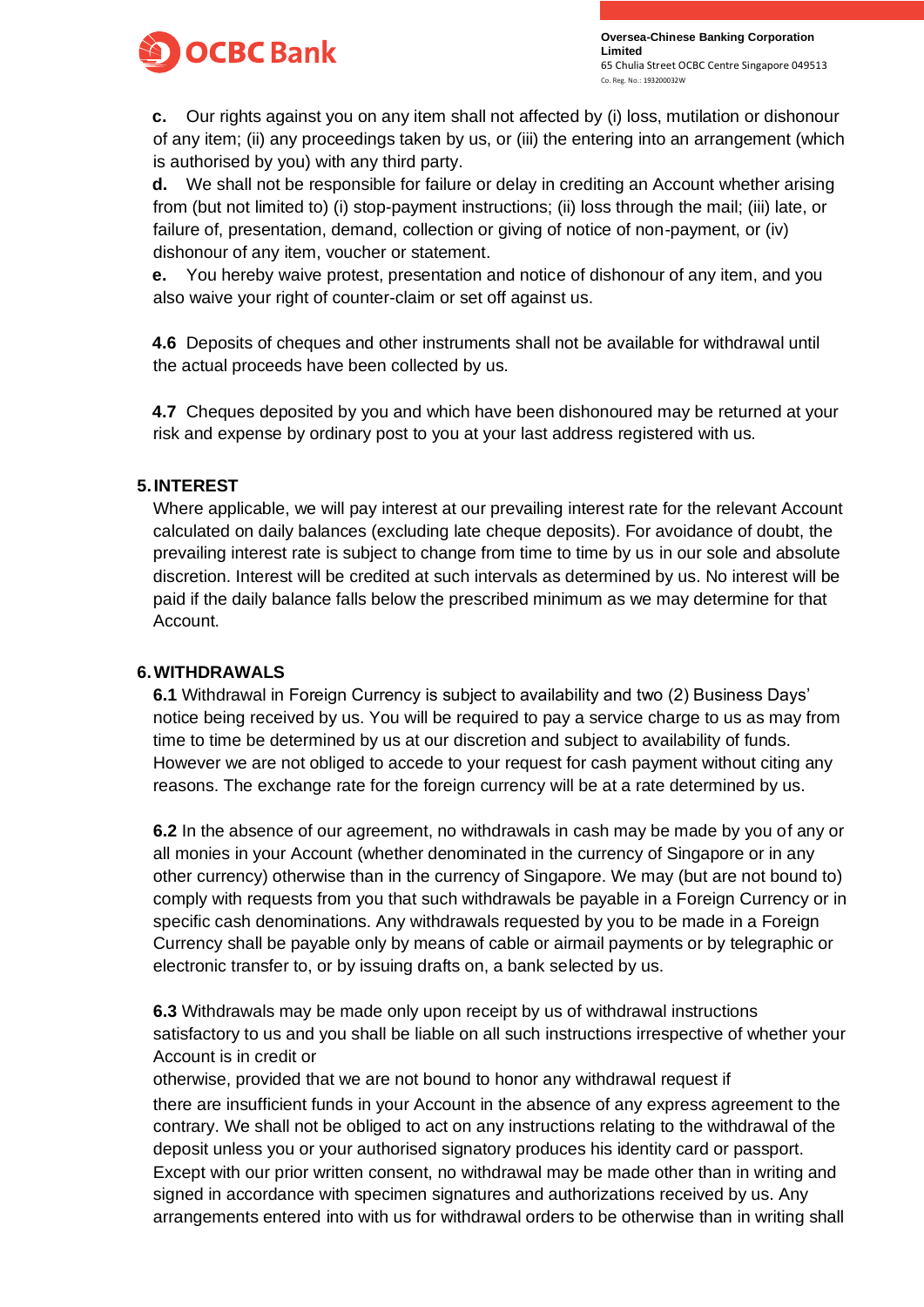**c.** Our rights against you on any item shall not affected by (i) loss, mutilation or dishonour of any item; (ii) any proceedings taken by us, or (iii) the entering into an arrangement (which is authorised by you) with any third party.

**d.** We shall not be responsible for failure or delay in crediting an Account whether arising from (but not limited to) (i) stop-payment instructions; (ii) loss through the mail; (iii) late, or failure of, presentation, demand, collection or giving of notice of non-payment, or (iv) dishonour of any item, voucher or statement.

**e.** You hereby waive protest, presentation and notice of dishonour of any item, and you also waive your right of counter-claim or set off against us.

**4.6** Deposits of cheques and other instruments shall not be available for withdrawal until the actual proceeds have been collected by us.

**4.7** Cheques deposited by you and which have been dishonoured may be returned at your risk and expense by ordinary post to you at your last address registered with us.

## 5. INTEREST

Where applicable, we will pay interest at our prevailing interest rate for the relevant Account calculated on daily balances (excluding late cheque deposits). For avoidance of doubt, the prevailing interest rate is subject to change from time to time by us in our sole and absolute discretion. Interest will be credited at such intervals as determined by us. No interest will be paid if the daily balance falls below the prescribed minimum as we may determine for that Account.

## 6. WITHDRAWALS

**6.1** Withdrawal in Foreign Currency is subject to availability and two (2) Business Days' notice being received by us. You will be required to pay a service charge to us as may from time to time be determined by us at our discretion and subject to availability of funds. However we are not obliged to accede to your request for cash payment without citing any reasons. The exchange rate for the foreign currency will be at a rate determined by us.

**6.2** In the absence of our agreement, no withdrawals in cash may be made by you of any or all monies in your Account (whether denominated in the currency of Singapore or in any other currency) otherwise than in the currency of Singapore. We may (but are not bound to) comply with requests from you that such withdrawals be payable in a Foreign Currency or in specific cash denominations. Any withdrawals requested by you to be made in a Foreign Currency shall be payable only by means of cable or airmail payments or by telegraphic or electronic transfer to, or by issuing drafts on, a bank selected by us.

**6.3** Withdrawals may be made only upon receipt by us of withdrawal instructions satisfactory to us and you shall be liable on all such instructions irrespective of whether your Account is in credit or otherwise, provided that we are not bound to honor any withdrawal request if there are insufficient funds in your Account in the absence of any express agreement to the contrary. We shall not be obliged to act on any instructions relating to the withdrawal of the deposit unless you or your authorised signatory produces his identity card or passport. Except with our prior written consent, no withdrawal may be made other than in writing and signed in accordance with specimen signatures and authorizations received by us. Any arrangements entered into with us for withdrawal orders to be otherwise than in writing shall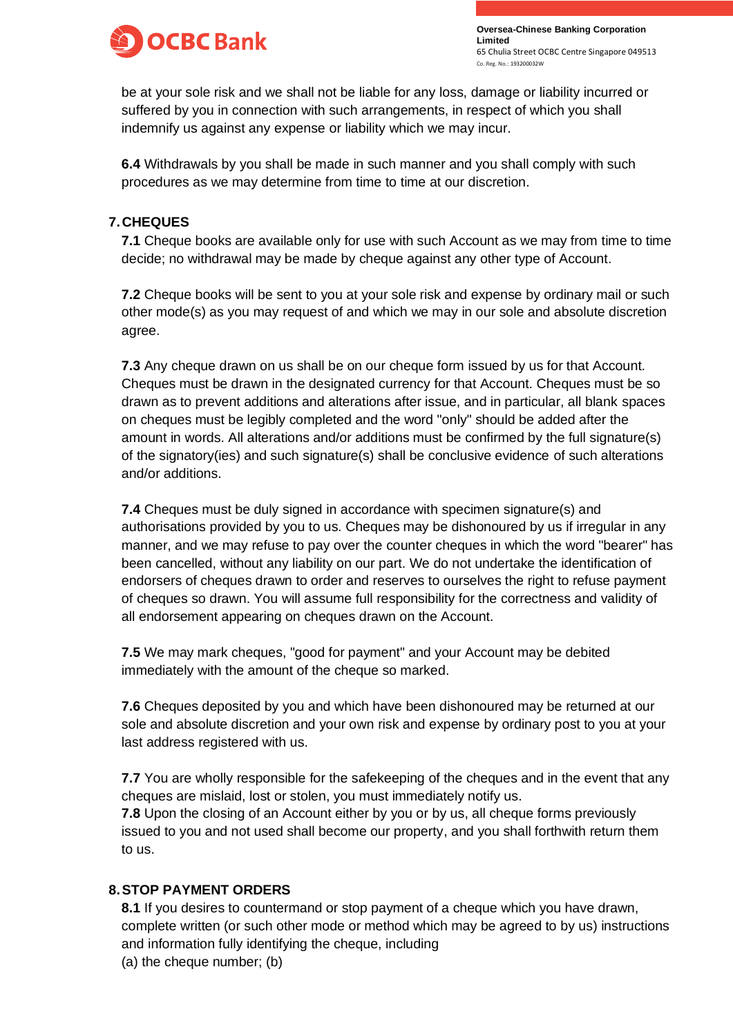be at your sole risk and we shall not be liable for any loss, damage or liability incurred or suffered by you in connection with such arrangements, in respect of which you shall indemnify us against any expense or liability which we may incur.

**6.4** Withdrawals by you shall be made in such manner and you shall comply with such procedures as we may determine from time to time at our discretion.

## 7. CHEQUES

**7.1** Cheque books are available only for use with such Account as we may from time to time decide; no withdrawal may be made by cheque against any other type of Account.

**7.2** Cheque books will be sent to you at your sole risk and expense by ordinary mail or such other mode(s) as you may request of and which we may in our sole and absolute discretion agree.

**7.3** Any cheque drawn on us shall be on our cheque form issued by us for that Account. Cheques must be drawn in the designated currency for that Account. Cheques must be so drawn as to prevent additions and alterations after issue, and in particular, all blank spaces on cheques must be legibly completed and the word "only" should be added after the amount in words. All alterations and/or additions must be confirmed by the full signature(s) of the signatory(ies) and such signature(s) shall be conclusive evidence of such alterations and/or additions.

**7.4** Cheques must be duly signed in accordance with specimen signature(s) and authorisations provided by you to us. Cheques may be dishonoured by us if irregular in any manner, and we may refuse to pay over the counter cheques in which the word "bearer" has been cancelled, without any liability on our part. We do not undertake the identification of endorsers of cheques drawn to order and reserves to ourselves the right to refuse payment of cheques so drawn. You will assume full responsibility for the correctness and validity of all endorsement appearing on cheques drawn on the Account.

**7.5** We may mark cheques, "good for payment" and your Account may be debited immediately with the amount of the cheque so marked.

**7.6** Cheques deposited by you and which have been dishonoured may be returned at our sole and absolute discretion and your own risk and expense by ordinary post to you at your last address registered with us.

**7.7** You are wholly responsible for the safekeeping of the cheques and in the event that any cheques are mislaid, lost or stolen, you must immediately notify us.

**7.8** Upon the closing of an Account either by you or by us, all cheque forms previously issued to you and not used shall become our property, and you shall forthwith return them to us.

## 8. STOP PAYMENT ORDERS

**8.1** If you desires to countermand or stop payment of a cheque which you have drawn, complete written (or such other mode or method which may be agreed to by us) instructions and information fully identifying the cheque, including
(a) the cheque number; (b)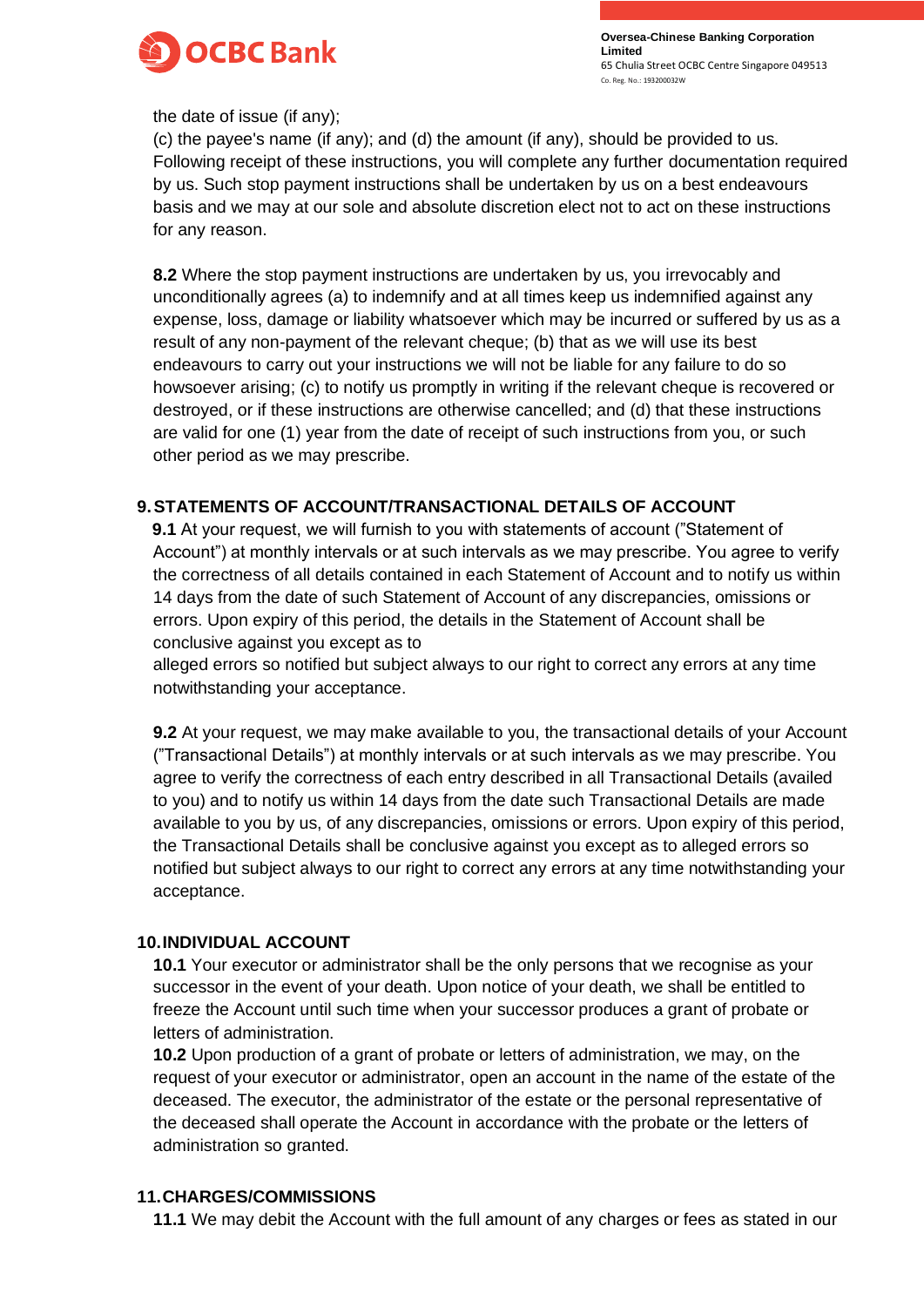the date of issue (if any);

(c) the payee's name (if any); and (d) the amount (if any), should be provided to us. Following receipt of these instructions, you will complete any further documentation required by us. Such stop payment instructions shall be undertaken by us on a best endeavours basis and we may at our sole and absolute discretion elect not to act on these instructions for any reason.

**8.2** Where the stop payment instructions are undertaken by us, you irrevocably and unconditionally agrees (a) to indemnify and at all times keep us indemnified against any expense, loss, damage or liability whatsoever which may be incurred or suffered by us as a result of any non-payment of the relevant cheque; (b) that as we will use its best endeavours to carry out your instructions we will not be liable for any failure to do so howsoever arising; (c) to notify us promptly in writing if the relevant cheque is recovered or destroyed, or if these instructions are otherwise cancelled; and (d) that these instructions are valid for one (1) year from the date of receipt of such instructions from you, or such other period as we may prescribe.

## 9. STATEMENTS OF ACCOUNT/TRANSACTIONAL DETAILS OF ACCOUNT

**9.1** At your request, we will furnish to you with statements of account ("Statement of Account") at monthly intervals or at such intervals as we may prescribe. You agree to verify the correctness of all details contained in each Statement of Account and to notify us within 14 days from the date of such Statement of Account of any discrepancies, omissions or errors. Upon expiry of this period, the details in the Statement of Account shall be conclusive against you except as to alleged errors so notified but subject always to our right to correct any errors at any time notwithstanding your acceptance.

**9.2** At your request, we may make available to you, the transactional details of your Account ("Transactional Details") at monthly intervals or at such intervals as we may prescribe. You agree to verify the correctness of each entry described in all Transactional Details (availed to you) and to notify us within 14 days from the date such Transactional Details are made available to you by us, of any discrepancies, omissions or errors. Upon expiry of this period, the Transactional Details shall be conclusive against you except as to alleged errors so notified but subject always to our right to correct any errors at any time notwithstanding your acceptance.

## 10. INDIVIDUAL ACCOUNT

**10.1** Your executor or administrator shall be the only persons that we recognise as your successor in the event of your death. Upon notice of your death, we shall be entitled to freeze the Account until such time when your successor produces a grant of probate or letters of administration.

**10.2** Upon production of a grant of probate or letters of administration, we may, on the request of your executor or administrator, open an account in the name of the estate of the deceased. The executor, the administrator of the estate or the personal representative of the deceased shall operate the Account in accordance with the probate or the letters of administration so granted.

## 11. CHARGES/COMMISSIONS

**11.1** We may debit the Account with the full amount of any charges or fees as stated in our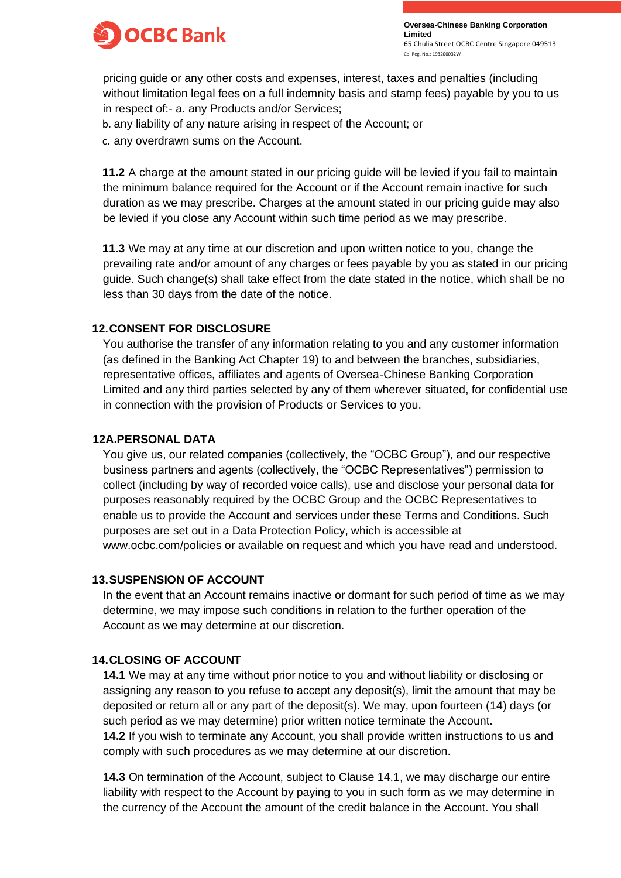pricing guide or any other costs and expenses, interest, taxes and penalties (including without limitation legal fees on a full indemnity basis and stamp fees) payable by you to us in respect of:- a. any Products and/or Services;

b. any liability of any nature arising in respect of the Account; or

c. any overdrawn sums on the Account.

**11.2** A charge at the amount stated in our pricing guide will be levied if you fail to maintain the minimum balance required for the Account or if the Account remain inactive for such duration as we may prescribe. Charges at the amount stated in our pricing guide may also be levied if you close any Account within such time period as we may prescribe.

**11.3** We may at any time at our discretion and upon written notice to you, change the prevailing rate and/or amount of any charges or fees payable by you as stated in our pricing guide. Such change(s) shall take effect from the date stated in the notice, which shall be no less than 30 days from the date of the notice.

## 12. CONSENT FOR DISCLOSURE

You authorise the transfer of any information relating to you and any customer information (as defined in the Banking Act Chapter 19) to and between the branches, subsidiaries, representative offices, affiliates and agents of Oversea-Chinese Banking Corporation Limited and any third parties selected by any of them wherever situated, for confidential use in connection with the provision of Products or Services to you.

## 12A. PERSONAL DATA

You give us, our related companies (collectively, the "OCBC Group"), and our respective business partners and agents (collectively, the "OCBC Representatives") permission to collect (including by way of recorded voice calls), use and disclose your personal data for purposes reasonably required by the OCBC Group and the OCBC Representatives to enable us to provide the Account and services under these Terms and Conditions. Such purposes are set out in a Data Protection Policy, which is accessible at www.ocbc.com/policies or available on request and which you have read and understood.

## 13. SUSPENSION OF ACCOUNT

In the event that an Account remains inactive or dormant for such period of time as we may determine, we may impose such conditions in relation to the further operation of the Account as we may determine at our discretion.

## 14. CLOSING OF ACCOUNT

**14.1** We may at any time without prior notice to you and without liability or disclosing or assigning any reason to you refuse to accept any deposit(s), limit the amount that may be deposited or return all or any part of the deposit(s). We may, upon fourteen (14) days (or such period as we may determine) prior written notice terminate the Account.

**14.2** If you wish to terminate any Account, you shall provide written instructions to us and comply with such procedures as we may determine at our discretion.

**14.3** On termination of the Account, subject to Clause 14.1, we may discharge our entire liability with respect to the Account by paying to you in such form as we may determine in the currency of the Account the amount of the credit balance in the Account. You shall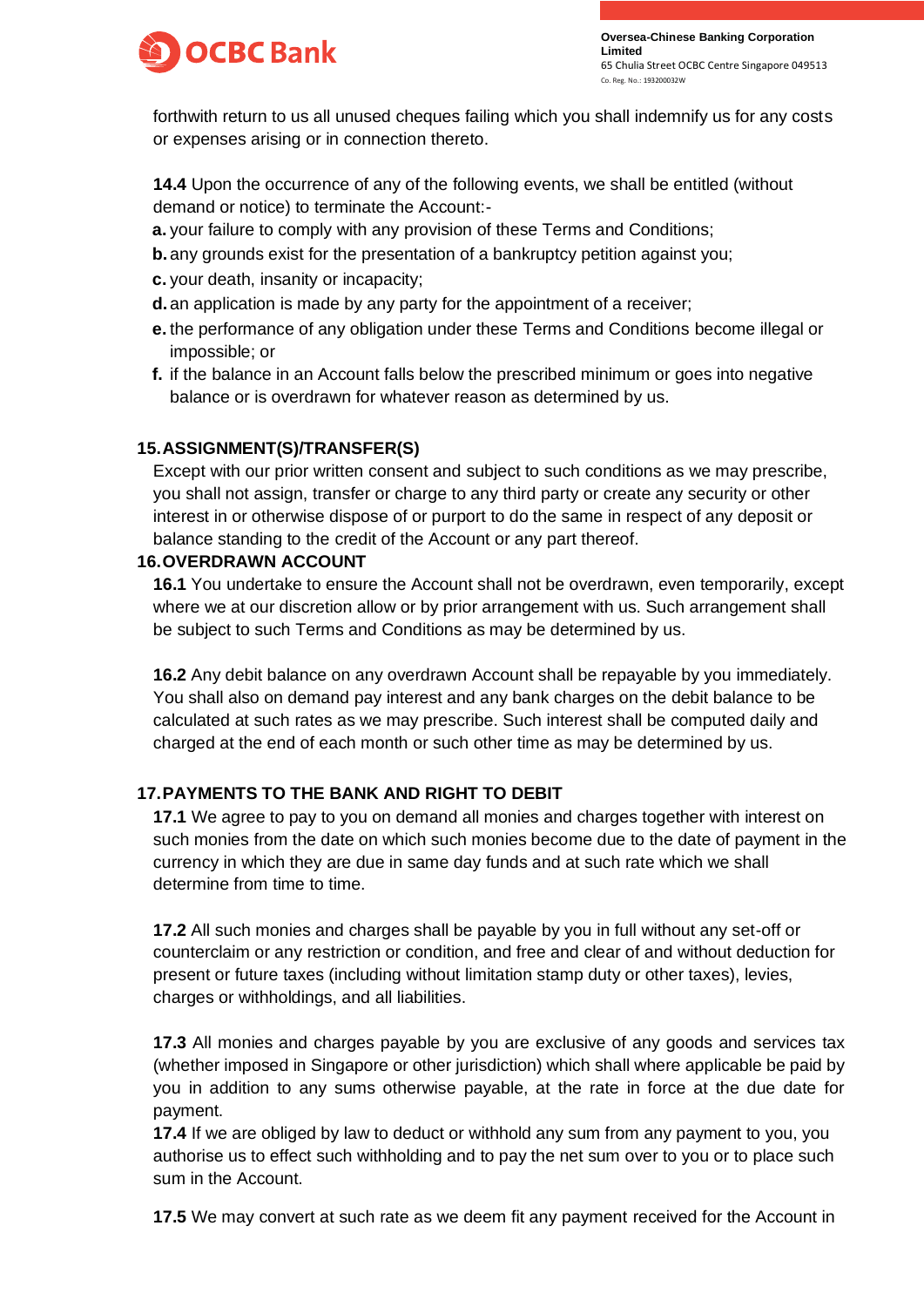forthwith return to us all unused cheques failing which you shall indemnify us for any costs or expenses arising or in connection thereto.

**14.4** Upon the occurrence of any of the following events, we shall be entitled (without demand or notice) to terminate the Account:-

**a.** your failure to comply with any provision of these Terms and Conditions;
**b.** any grounds exist for the presentation of a bankruptcy petition against you;
**c.** your death, insanity or incapacity;
**d.** an application is made by any party for the appointment of a receiver;
**e.** the performance of any obligation under these Terms and Conditions become illegal or impossible; or
**f.** if the balance in an Account falls below the prescribed minimum or goes into negative balance or is overdrawn for whatever reason as determined by us.

## 15. ASSIGNMENT(S)/TRANSFER(S)

Except with our prior written consent and subject to such conditions as we may prescribe, you shall not assign, transfer or charge to any third party or create any security or other interest in or otherwise dispose of or purport to do the same in respect of any deposit or balance standing to the credit of the Account or any part thereof.

## 16. OVERDRAWN ACCOUNT

**16.1** You undertake to ensure the Account shall not be overdrawn, even temporarily, except where we at our discretion allow or by prior arrangement with us. Such arrangement shall be subject to such Terms and Conditions as may be determined by us.

**16.2** Any debit balance on any overdrawn Account shall be repayable by you immediately. You shall also on demand pay interest and any bank charges on the debit balance to be calculated at such rates as we may prescribe. Such interest shall be computed daily and charged at the end of each month or such other time as may be determined by us.

## 17. PAYMENTS TO THE BANK AND RIGHT TO DEBIT

**17.1** We agree to pay to you on demand all monies and charges together with interest on such monies from the date on which such monies become due to the date of payment in the currency in which they are due in same day funds and at such rate which we shall determine from time to time.

**17.2** All such monies and charges shall be payable by you in full without any set-off or counterclaim or any restriction or condition, and free and clear of and without deduction for present or future taxes (including without limitation stamp duty or other taxes), levies, charges or withholdings, and all liabilities.

**17.3** All monies and charges payable by you are exclusive of any goods and services tax (whether imposed in Singapore or other jurisdiction) which shall where applicable be paid by you in addition to any sums otherwise payable, at the rate in force at the due date for payment.

**17.4** If we are obliged by law to deduct or withhold any sum from any payment to you, you authorise us to effect such withholding and to pay the net sum over to you or to place such sum in the Account.

**17.5** We may convert at such rate as we deem fit any payment received for the Account in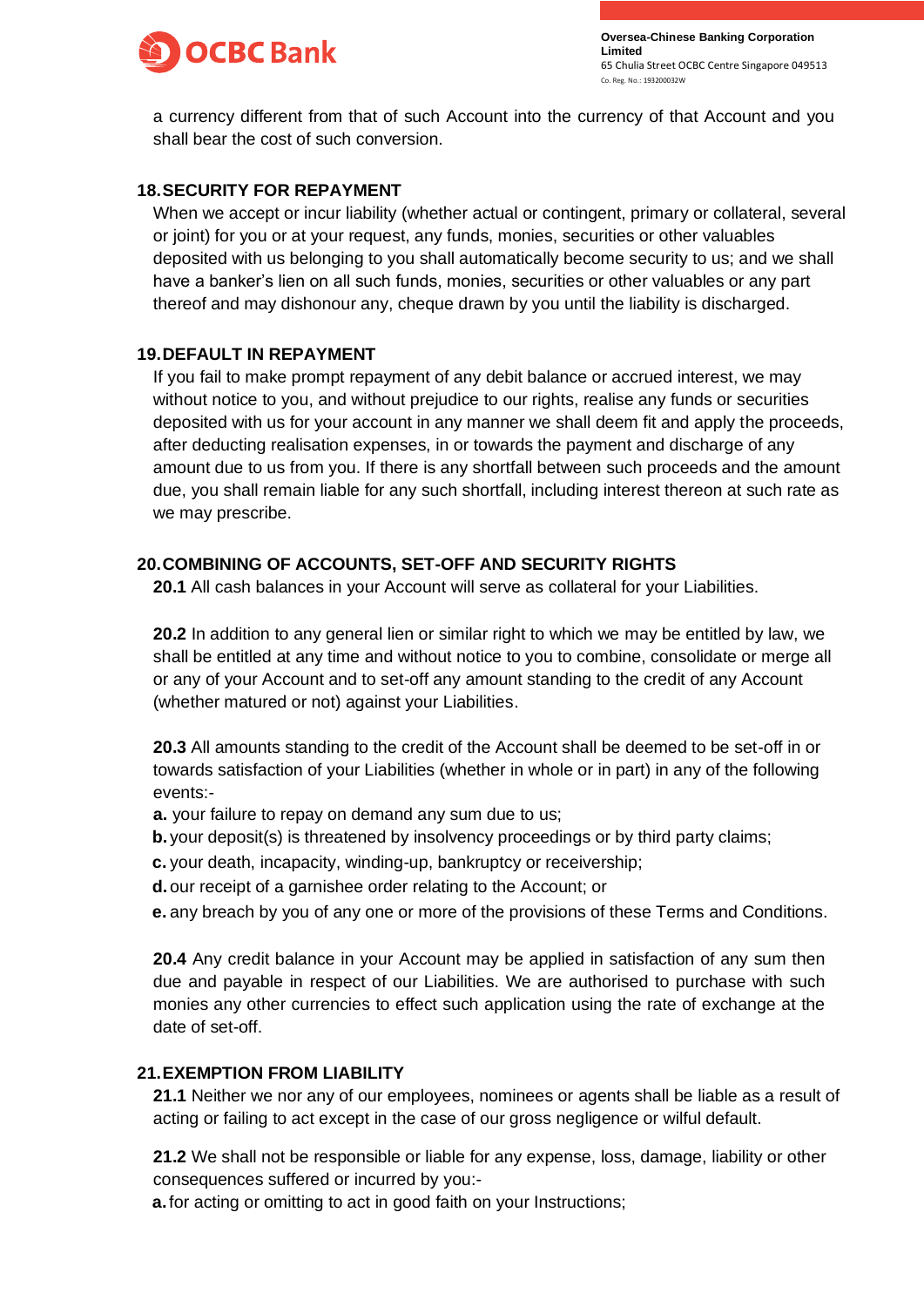a currency different from that of such Account into the currency of that Account and you shall bear the cost of such conversion.

## 18. SECURITY FOR REPAYMENT

When we accept or incur liability (whether actual or contingent, primary or collateral, several or joint) for you or at your request, any funds, monies, securities or other valuables deposited with us belonging to you shall automatically become security to us; and we shall have a banker's lien on all such funds, monies, securities or other valuables or any part thereof and may dishonour any, cheque drawn by you until the liability is discharged.

## 19. DEFAULT IN REPAYMENT

If you fail to make prompt repayment of any debit balance or accrued interest, we may without notice to you, and without prejudice to our rights, realise any funds or securities deposited with us for your account in any manner we shall deem fit and apply the proceeds, after deducting realisation expenses, in or towards the payment and discharge of any amount due to us from you. If there is any shortfall between such proceeds and the amount due, you shall remain liable for any such shortfall, including interest thereon at such rate as we may prescribe.

## 20. COMBINING OF ACCOUNTS, SET-OFF AND SECURITY RIGHTS

**20.1** All cash balances in your Account will serve as collateral for your Liabilities.

**20.2** In addition to any general lien or similar right to which we may be entitled by law, we shall be entitled at any time and without notice to you to combine, consolidate or merge all or any of your Account and to set-off any amount standing to the credit of any Account (whether matured or not) against your Liabilities.

**20.3** All amounts standing to the credit of the Account shall be deemed to be set-off in or towards satisfaction of your Liabilities (whether in whole or in part) in any of the following events:-

**a.** your failure to repay on demand any sum due to us;
**b.** your deposit(s) is threatened by insolvency proceedings or by third party claims;
**c.** your death, incapacity, winding-up, bankruptcy or receivership;
**d.** our receipt of a garnishee order relating to the Account; or
**e.** any breach by you of any one or more of the provisions of these Terms and Conditions.

**20.4** Any credit balance in your Account may be applied in satisfaction of any sum then due and payable in respect of our Liabilities. We are authorised to purchase with such monies any other currencies to effect such application using the rate of exchange at the date of set-off.

## 21. EXEMPTION FROM LIABILITY

**21.1** Neither we nor any of our employees, nominees or agents shall be liable as a result of acting or failing to act except in the case of our gross negligence or wilful default.

**21.2** We shall not be responsible or liable for any expense, loss, damage, liability or other consequences suffered or incurred by you:-

**a.** for acting or omitting to act in good faith on your Instructions;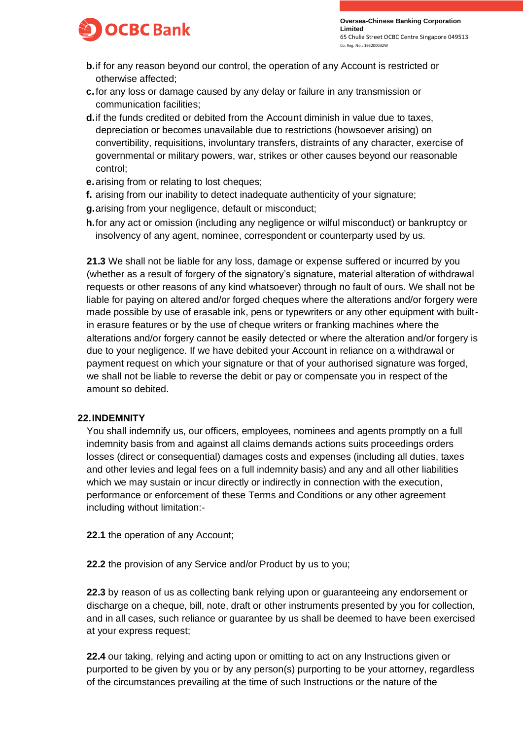**b.** if for any reason beyond our control, the operation of any Account is restricted or otherwise affected;

**c.** for any loss or damage caused by any delay or failure in any transmission or communication facilities;

**d.** if the funds credited or debited from the Account diminish in value due to taxes, depreciation or becomes unavailable due to restrictions (howsoever arising) on convertibility, requisitions, involuntary transfers, distraints of any character, exercise of governmental or military powers, war, strikes or other causes beyond our reasonable control;

**e.** arising from or relating to lost cheques;

**f.** arising from our inability to detect inadequate authenticity of your signature;

**g.** arising from your negligence, default or misconduct;

**h.** for any act or omission (including any negligence or wilful misconduct) or bankruptcy or insolvency of any agent, nominee, correspondent or counterparty used by us.

**21.3** We shall not be liable for any loss, damage or expense suffered or incurred by you (whether as a result of forgery of the signatory's signature, material alteration of withdrawal requests or other reasons of any kind whatsoever) through no fault of ours. We shall not be liable for paying on altered and/or forged cheques where the alterations and/or forgery were made possible by use of erasable ink, pens or typewriters or any other equipment with built-in erasure features or by the use of cheque writers or franking machines where the alterations and/or forgery cannot be easily detected or where the alteration and/or forgery is due to your negligence. If we have debited your Account in reliance on a withdrawal or payment request on which your signature or that of your authorised signature was forged, we shall not be liable to reverse the debit or pay or compensate you in respect of the amount so debited.

## 22. INDEMNITY

You shall indemnify us, our officers, employees, nominees and agents promptly on a full indemnity basis from and against all claims demands actions suits proceedings orders losses (direct or consequential) damages costs and expenses (including all duties, taxes and other levies and legal fees on a full indemnity basis) and any and all other liabilities which we may sustain or incur directly or indirectly in connection with the execution, performance or enforcement of these Terms and Conditions or any other agreement including without limitation:-

**22.1** the operation of any Account;

**22.2** the provision of any Service and/or Product by us to you;

**22.3** by reason of us as collecting bank relying upon or guaranteeing any endorsement or discharge on a cheque, bill, note, draft or other instruments presented by you for collection, and in all cases, such reliance or guarantee by us shall be deemed to have been exercised at your express request;

**22.4** our taking, relying and acting upon or omitting to act on any Instructions given or purported to be given by you or by any person(s) purporting to be your attorney, regardless of the circumstances prevailing at the time of such Instructions or the nature of the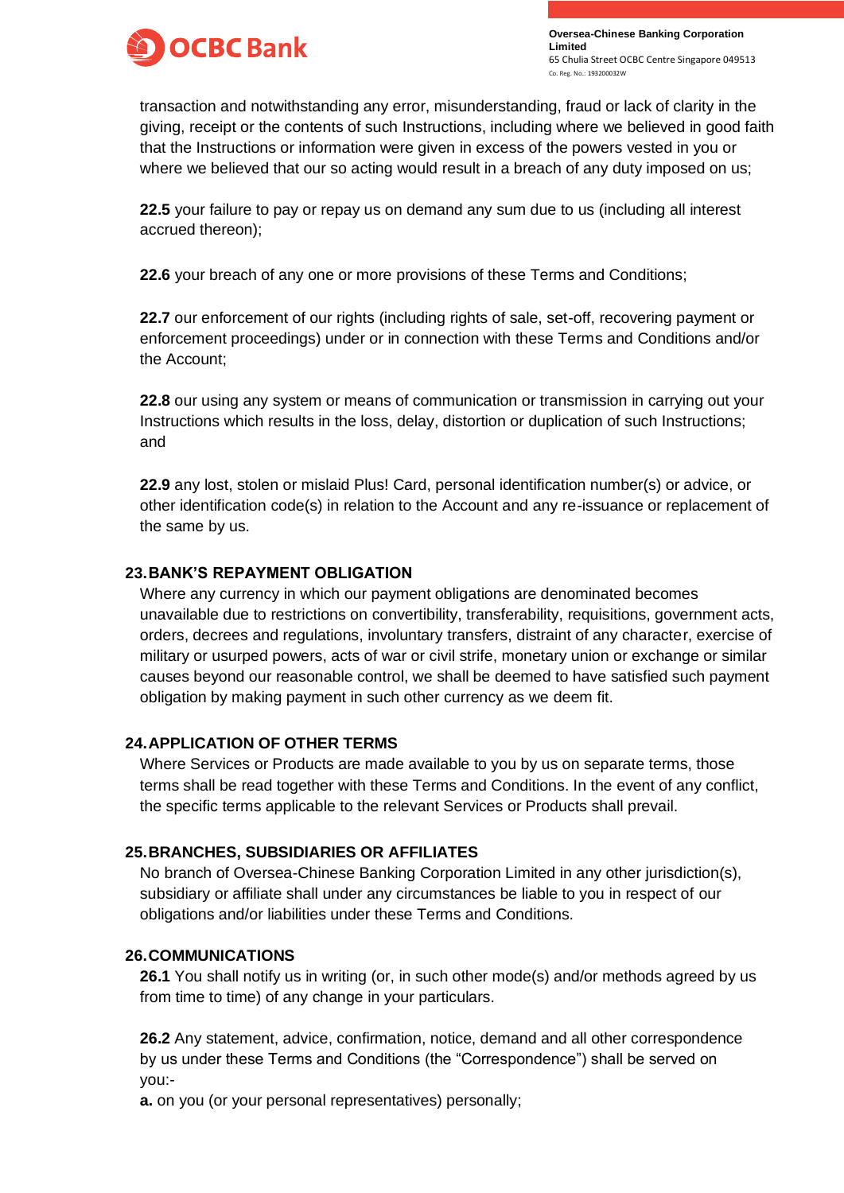transaction and notwithstanding any error, misunderstanding, fraud or lack of clarity in the giving, receipt or the contents of such Instructions, including where we believed in good faith that the Instructions or information were given in excess of the powers vested in you or where we believed that our so acting would result in a breach of any duty imposed on us;

**22.5** your failure to pay or repay us on demand any sum due to us (including all interest accrued thereon);

**22.6** your breach of any one or more provisions of these Terms and Conditions;

**22.7** our enforcement of our rights (including rights of sale, set-off, recovering payment or enforcement proceedings) under or in connection with these Terms and Conditions and/or the Account;

**22.8** our using any system or means of communication or transmission in carrying out your Instructions which results in the loss, delay, distortion or duplication of such Instructions; and

**22.9** any lost, stolen or mislaid Plus! Card, personal identification number(s) or advice, or other identification code(s) in relation to the Account and any re-issuance or replacement of the same by us.

## 23. BANK'S REPAYMENT OBLIGATION

Where any currency in which our payment obligations are denominated becomes unavailable due to restrictions on convertibility, transferability, requisitions, government acts, orders, decrees and regulations, involuntary transfers, distraint of any character, exercise of military or usurped powers, acts of war or civil strife, monetary union or exchange or similar causes beyond our reasonable control, we shall be deemed to have satisfied such payment obligation by making payment in such other currency as we deem fit.

## 24. APPLICATION OF OTHER TERMS

Where Services or Products are made available to you by us on separate terms, those terms shall be read together with these Terms and Conditions. In the event of any conflict, the specific terms applicable to the relevant Services or Products shall prevail.

## 25. BRANCHES, SUBSIDIARIES OR AFFILIATES

No branch of Oversea-Chinese Banking Corporation Limited in any other jurisdiction(s), subsidiary or affiliate shall under any circumstances be liable to you in respect of our obligations and/or liabilities under these Terms and Conditions.

## 26. COMMUNICATIONS

**26.1** You shall notify us in writing (or, in such other mode(s) and/or methods agreed by us from time to time) of any change in your particulars.

**26.2** Any statement, advice, confirmation, notice, demand and all other correspondence by us under these Terms and Conditions (the "Correspondence") shall be served on you:-

**a.** on you (or your personal representatives) personally;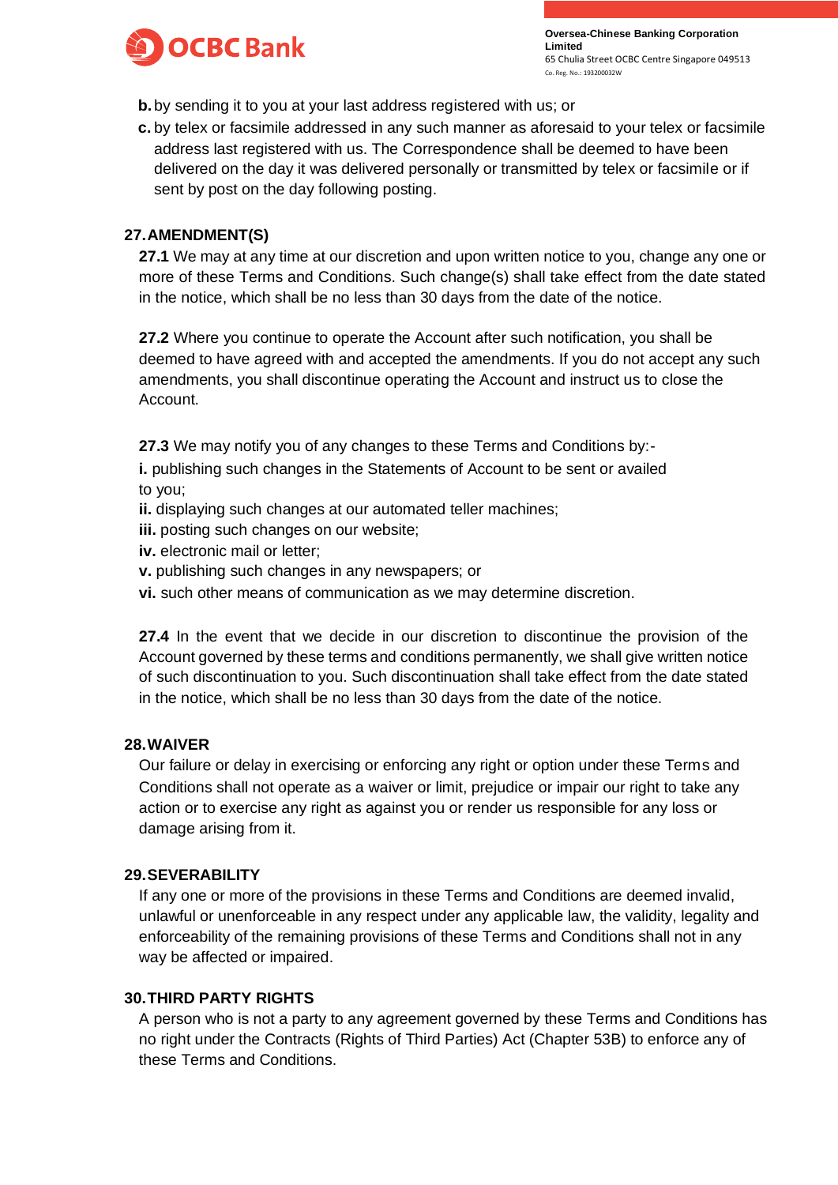**b.** by sending it to you at your last address registered with us; or

**c.** by telex or facsimile addressed in any such manner as aforesaid to your telex or facsimile address last registered with us. The Correspondence shall be deemed to have been delivered on the day it was delivered personally or transmitted by telex or facsimile or if sent by post on the day following posting.

## 27. AMENDMENT(S)

**27.1** We may at any time at our discretion and upon written notice to you, change any one or more of these Terms and Conditions. Such change(s) shall take effect from the date stated in the notice, which shall be no less than 30 days from the date of the notice.

**27.2** Where you continue to operate the Account after such notification, you shall be deemed to have agreed with and accepted the amendments. If you do not accept any such amendments, you shall discontinue operating the Account and instruct us to close the Account.

**27.3** We may notify you of any changes to these Terms and Conditions by:-

**i.** publishing such changes in the Statements of Account to be sent or availed to you;

**ii.** displaying such changes at our automated teller machines;

**iii.** posting such changes on our website;

**iv.** electronic mail or letter;

**v.** publishing such changes in any newspapers; or

**vi.** such other means of communication as we may determine discretion.

**27.4** In the event that we decide in our discretion to discontinue the provision of the Account governed by these terms and conditions permanently, we shall give written notice of such discontinuation to you. Such discontinuation shall take effect from the date stated in the notice, which shall be no less than 30 days from the date of the notice.

## 28. WAIVER

Our failure or delay in exercising or enforcing any right or option under these Terms and Conditions shall not operate as a waiver or limit, prejudice or impair our right to take any action or to exercise any right as against you or render us responsible for any loss or damage arising from it.

## 29. SEVERABILITY

If any one or more of the provisions in these Terms and Conditions are deemed invalid, unlawful or unenforceable in any respect under any applicable law, the validity, legality and enforceability of the remaining provisions of these Terms and Conditions shall not in any way be affected or impaired.

## 30. THIRD PARTY RIGHTS

A person who is not a party to any agreement governed by these Terms and Conditions has no right under the Contracts (Rights of Third Parties) Act (Chapter 53B) to enforce any of these Terms and Conditions.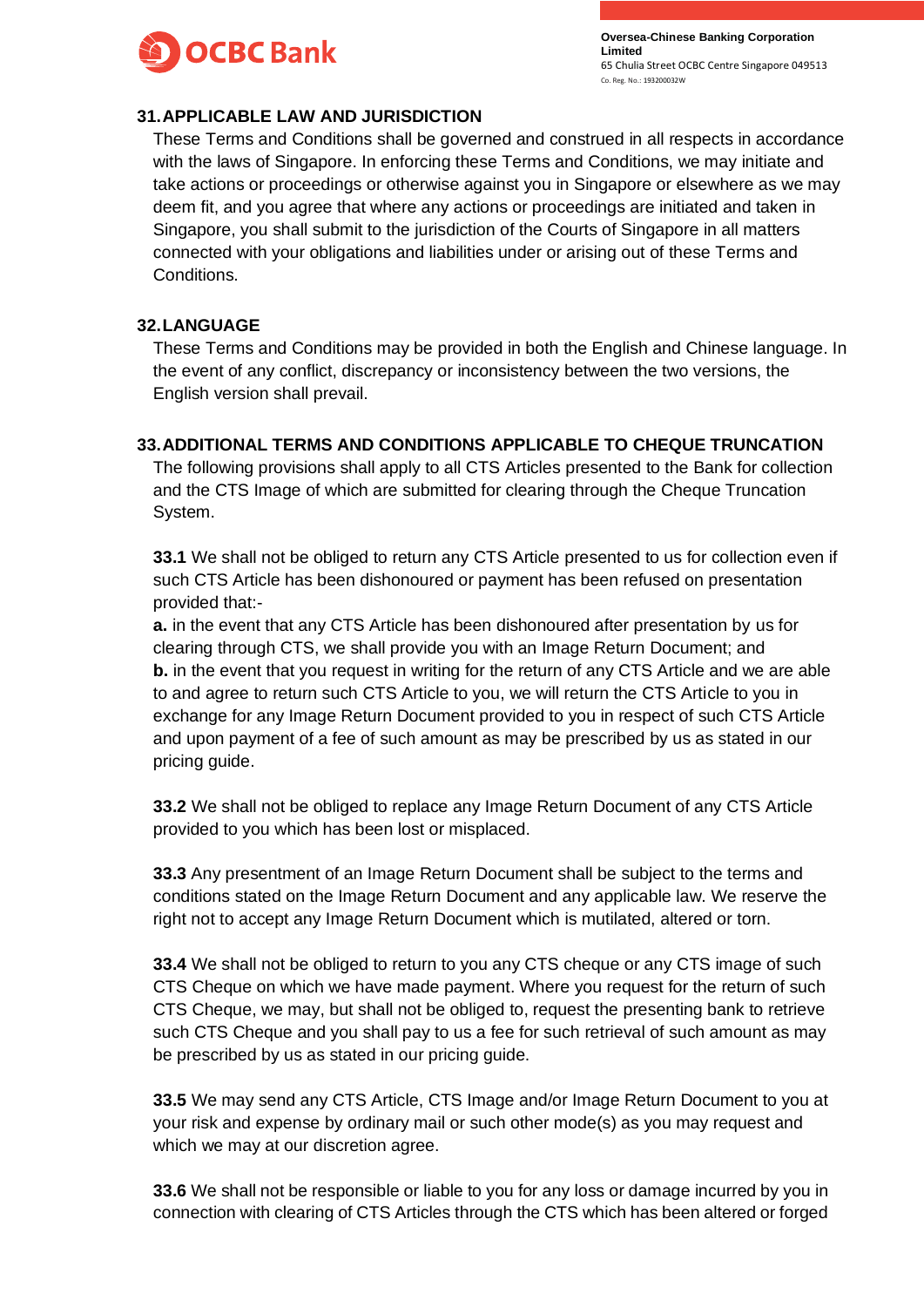## 31. APPLICABLE LAW AND JURISDICTION

These Terms and Conditions shall be governed and construed in all respects in accordance with the laws of Singapore. In enforcing these Terms and Conditions, we may initiate and take actions or proceedings or otherwise against you in Singapore or elsewhere as we may deem fit, and you agree that where any actions or proceedings are initiated and taken in Singapore, you shall submit to the jurisdiction of the Courts of Singapore in all matters connected with your obligations and liabilities under or arising out of these Terms and Conditions.

## 32. LANGUAGE

These Terms and Conditions may be provided in both the English and Chinese language. In the event of any conflict, discrepancy or inconsistency between the two versions, the English version shall prevail.

## 33. ADDITIONAL TERMS AND CONDITIONS APPLICABLE TO CHEQUE TRUNCATION

The following provisions shall apply to all CTS Articles presented to the Bank for collection and the CTS Image of which are submitted for clearing through the Cheque Truncation System.

**33.1** We shall not be obliged to return any CTS Article presented to us for collection even if such CTS Article has been dishonoured or payment has been refused on presentation provided that:-
**a.** in the event that any CTS Article has been dishonoured after presentation by us for clearing through CTS, we shall provide you with an Image Return Document; and
**b.** in the event that you request in writing for the return of any CTS Article and we are able to and agree to return such CTS Article to you, we will return the CTS Article to you in exchange for any Image Return Document provided to you in respect of such CTS Article and upon payment of a fee of such amount as may be prescribed by us as stated in our pricing guide.

**33.2** We shall not be obliged to replace any Image Return Document of any CTS Article provided to you which has been lost or misplaced.

**33.3** Any presentment of an Image Return Document shall be subject to the terms and conditions stated on the Image Return Document and any applicable law. We reserve the right not to accept any Image Return Document which is mutilated, altered or torn.

**33.4** We shall not be obliged to return to you any CTS cheque or any CTS image of such CTS Cheque on which we have made payment. Where you request for the return of such CTS Cheque, we may, but shall not be obliged to, request the presenting bank to retrieve such CTS Cheque and you shall pay to us a fee for such retrieval of such amount as may be prescribed by us as stated in our pricing guide.

**33.5** We may send any CTS Article, CTS Image and/or Image Return Document to you at your risk and expense by ordinary mail or such other mode(s) as you may request and which we may at our discretion agree.

**33.6** We shall not be responsible or liable to you for any loss or damage incurred by you in connection with clearing of CTS Articles through the CTS which has been altered or forged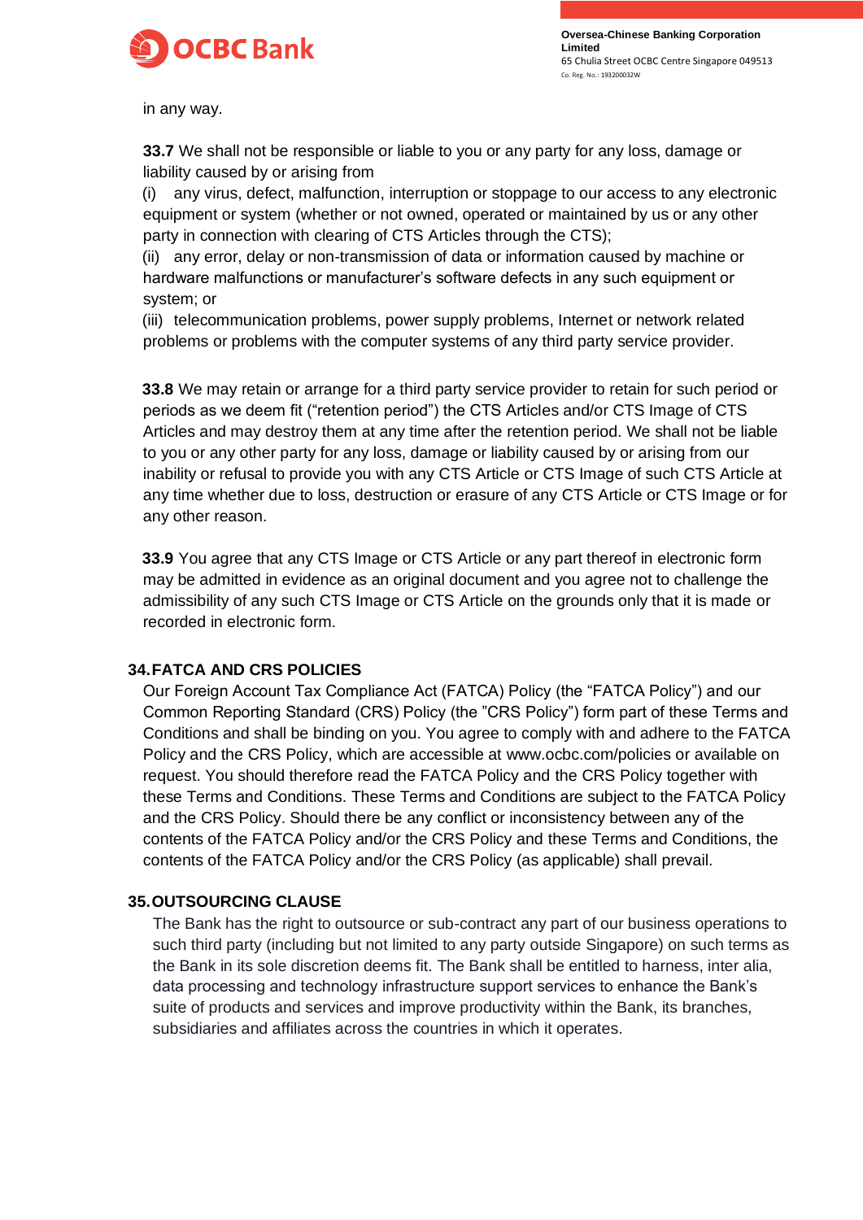in any way.

**33.7** We shall not be responsible or liable to you or any party for any loss, damage or liability caused by or arising from

(i) any virus, defect, malfunction, interruption or stoppage to our access to any electronic equipment or system (whether or not owned, operated or maintained by us or any other party in connection with clearing of CTS Articles through the CTS);

(ii) any error, delay or non-transmission of data or information caused by machine or hardware malfunctions or manufacturer's software defects in any such equipment or system; or

(iii) telecommunication problems, power supply problems, Internet or network related problems or problems with the computer systems of any third party service provider.

**33.8** We may retain or arrange for a third party service provider to retain for such period or periods as we deem fit ("retention period") the CTS Articles and/or CTS Image of CTS Articles and may destroy them at any time after the retention period. We shall not be liable to you or any other party for any loss, damage or liability caused by or arising from our inability or refusal to provide you with any CTS Article or CTS Image of such CTS Article at any time whether due to loss, destruction or erasure of any CTS Article or CTS Image or for any other reason.

**33.9** You agree that any CTS Image or CTS Article or any part thereof in electronic form may be admitted in evidence as an original document and you agree not to challenge the admissibility of any such CTS Image or CTS Article on the grounds only that it is made or recorded in electronic form.

## 34. FATCA AND CRS POLICIES

Our Foreign Account Tax Compliance Act (FATCA) Policy (the "FATCA Policy") and our Common Reporting Standard (CRS) Policy (the "CRS Policy") form part of these Terms and Conditions and shall be binding on you. You agree to comply with and adhere to the FATCA Policy and the CRS Policy, which are accessible at www.ocbc.com/policies or available on request. You should therefore read the FATCA Policy and the CRS Policy together with these Terms and Conditions. These Terms and Conditions are subject to the FATCA Policy and the CRS Policy. Should there be any conflict or inconsistency between any of the contents of the FATCA Policy and/or the CRS Policy and these Terms and Conditions, the contents of the FATCA Policy and/or the CRS Policy (as applicable) shall prevail.

## 35. OUTSOURCING CLAUSE

The Bank has the right to outsource or sub-contract any part of our business operations to such third party (including but not limited to any party outside Singapore) on such terms as the Bank in its sole discretion deems fit. The Bank shall be entitled to harness, inter alia, data processing and technology infrastructure support services to enhance the Bank's suite of products and services and improve productivity within the Bank, its branches, subsidiaries and affiliates across the countries in which it operates.